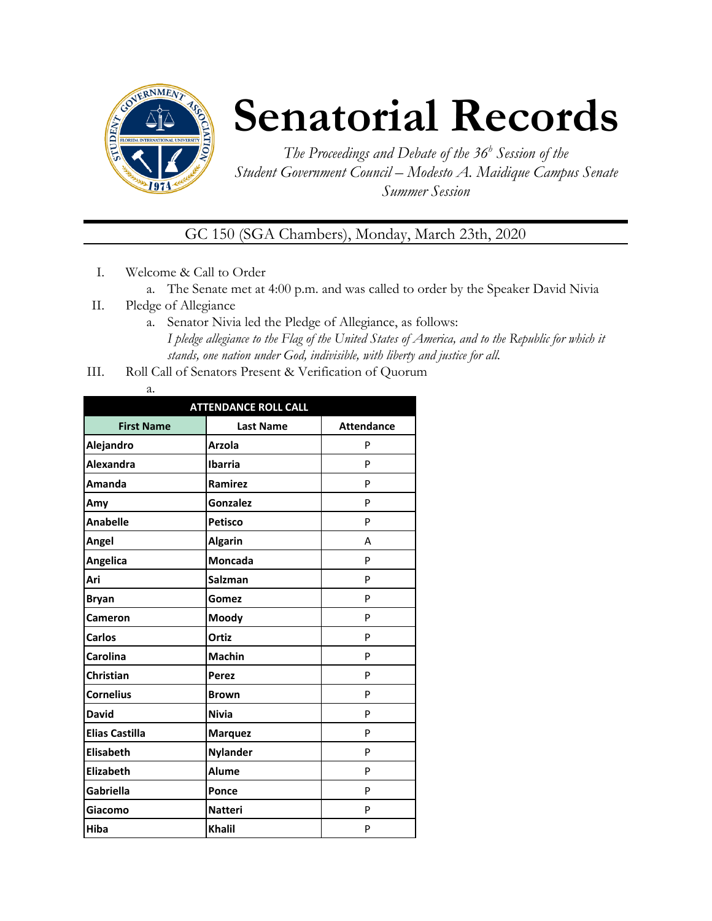# Senatorial Records

*The Proceedings and Debate of the 36[b] Session of the Student Government Council – Modesto A. Maidique Campus Senate Summer Session*

GC 150 (SGA Chambers), Monday, March 23th, 2020

I. Welcome & Call to Order
   a. The Senate met at 4:00 p.m. and was called to order by the Speaker David Nivia

II. Pledge of Allegiance
   a. Senator Nivia led the Pledge of Allegiance, as follows: *I pledge allegiance to the Flag of the United States of America, and to the Republic for which it stands, one nation under God, indivisible, with liberty and justice for all.*

III. Roll Call of Senators Present & Verification of Quorum
   a.

| ATTENDANCE ROLL CALL | | |
|---|---|---|
| **First Name** | **Last Name** | **Attendance** |
| Alejandro | Arzola | P |
| Alexandra | Ibarria | P |
| Amanda | Ramirez | P |
| Amy | Gonzalez | P |
| Anabelle | Petisco | P |
| Angel | Algarin | A |
| Angelica | Moncada | P |
| Ari | Salzman | P |
| Bryan | Gomez | P |
| Cameron | Moody | P |
| Carlos | Ortiz | P |
| Carolina | Machin | P |
| Christian | Perez | P |
| Cornelius | Brown | P |
| David | Nivia | P |
| Elias Castilla | Marquez | P |
| Elisabeth | Nylander | P |
| Elizabeth | Alume | P |
| Gabriella | Ponce | P |
| Giacomo | Natteri | P |
| Hiba | Khalil | P |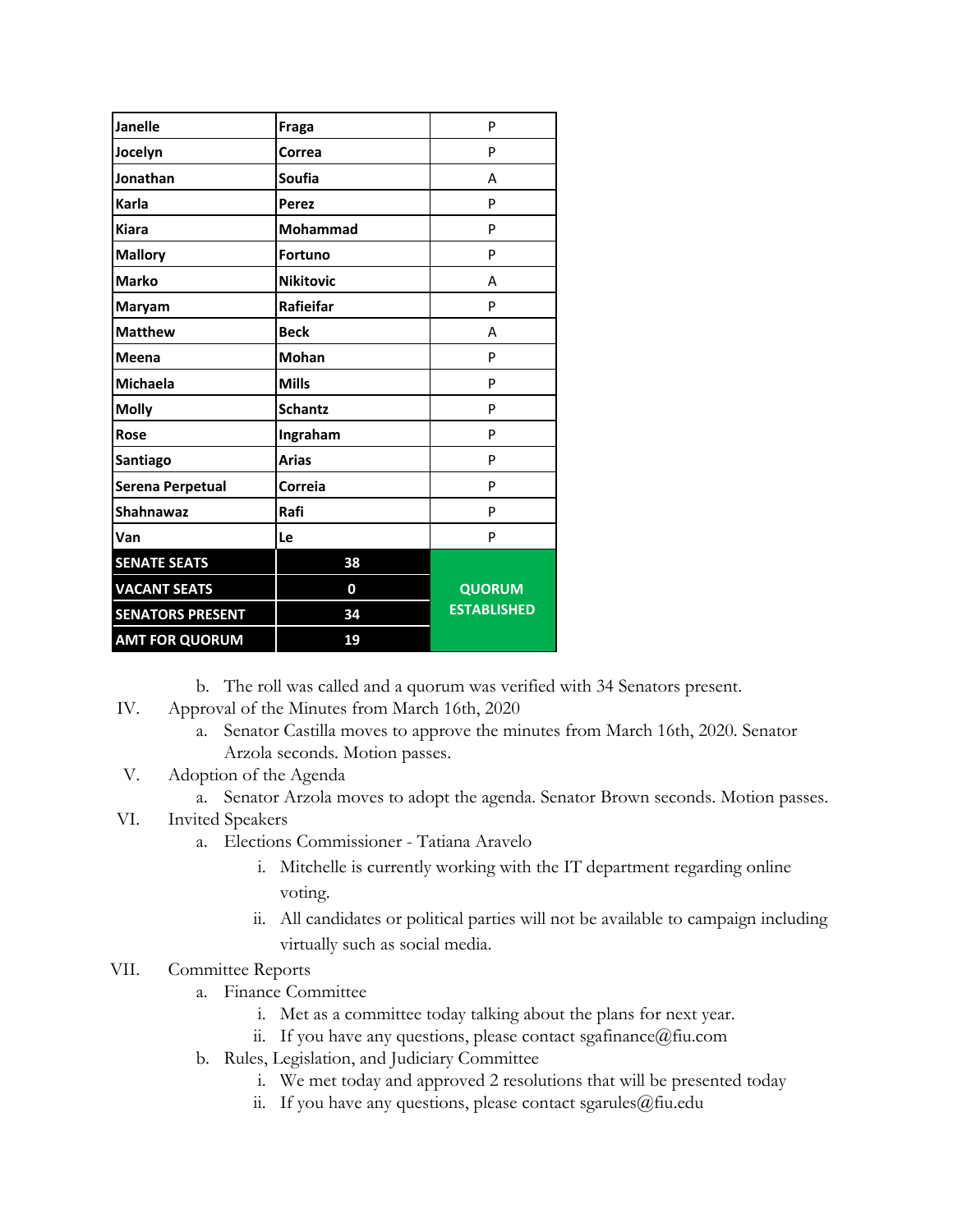| Janelle | Fraga | P |
|---|---|---|
| Jocelyn | Correa | P |
| Jonathan | Soufia | A |
| Karla | Perez | P |
| Kiara | Mohammad | P |
| Mallory | Fortuno | P |
| Marko | Nikitovic | A |
| Maryam | Rafieifar | P |
| Matthew | Beck | A |
| Meena | Mohan | P |
| Michaela | Mills | P |
| Molly | Schantz | P |
| Rose | Ingraham | P |
| Santiago | Arias | P |
| Serena Perpetual | Correia | P |
| Shahnawaz | Rafi | P |
| Van | Le | P |
| **SENATE SEATS** | **38** | **QUORUM ESTABLISHED** |
| **VACANT SEATS** | **0** | |
| **SENATORS PRESENT** | **34** | |
| **AMT FOR QUORUM** | **19** | |

b. The roll was called and a quorum was verified with 34 Senators present.

IV. Approval of the Minutes from March 16th, 2020

a. Senator Castilla moves to approve the minutes from March 16th, 2020. Senator Arzola seconds. Motion passes.

V. Adoption of the Agenda

a. Senator Arzola moves to adopt the agenda. Senator Brown seconds. Motion passes.

VI. Invited Speakers

a. Elections Commissioner - Tatiana Aravelo

i. Mitchelle is currently working with the IT department regarding online voting.

ii. All candidates or political parties will not be available to campaign including virtually such as social media.

VII. Committee Reports

a. Finance Committee

i. Met as a committee today talking about the plans for next year.

ii. If you have any questions, please contact sgafinance@fiu.com

b. Rules, Legislation, and Judiciary Committee

i. We met today and approved 2 resolutions that will be presented today

ii. If you have any questions, please contact sgarules@fiu.edu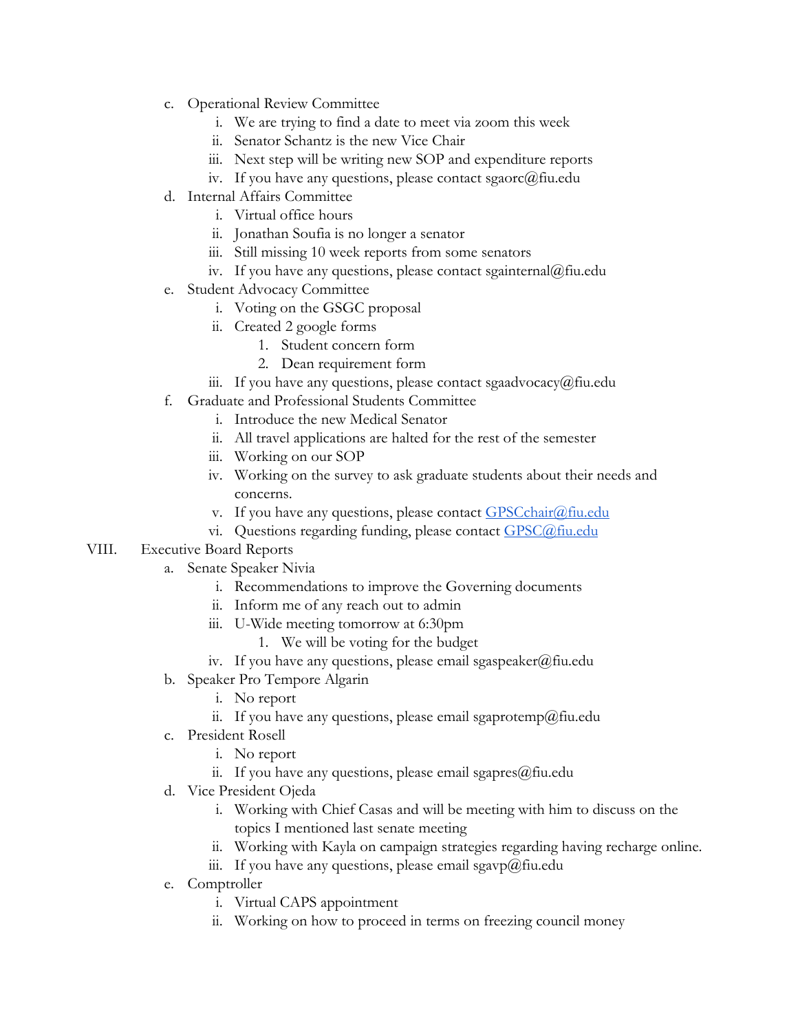c. Operational Review Committee
    i. We are trying to find a date to meet via zoom this week
    ii. Senator Schantz is the new Vice Chair
    iii. Next step will be writing new SOP and expenditure reports
    iv. If you have any questions, please contact sgaorc@fiu.edu

d. Internal Affairs Committee
    i. Virtual office hours
    ii. Jonathan Soufia is no longer a senator
    iii. Still missing 10 week reports from some senators
    iv. If you have any questions, please contact sgainternal@fiu.edu

e. Student Advocacy Committee
    i. Voting on the GSGC proposal
    ii. Created 2 google forms
        1. Student concern form
        2. Dean requirement form
    iii. If you have any questions, please contact sgaadvocacy@fiu.edu

f. Graduate and Professional Students Committee
    i. Introduce the new Medical Senator
    ii. All travel applications are halted for the rest of the semester
    iii. Working on our SOP
    iv. Working on the survey to ask graduate students about their needs and concerns.
    v. If you have any questions, please contact GPSCchair@fiu.edu
    vi. Questions regarding funding, please contact GPSC@fiu.edu

VIII. Executive Board Reports

a. Senate Speaker Nivia
    i. Recommendations to improve the Governing documents
    ii. Inform me of any reach out to admin
    iii. U-Wide meeting tomorrow at 6:30pm
        1. We will be voting for the budget
    iv. If you have any questions, please email sgaspeaker@fiu.edu

b. Speaker Pro Tempore Algarin
    i. No report
    ii. If you have any questions, please email sgaprotemp@fiu.edu

c. President Rosell
    i. No report
    ii. If you have any questions, please email sgapres@fiu.edu

d. Vice President Ojeda
    i. Working with Chief Casas and will be meeting with him to discuss on the topics I mentioned last senate meeting
    ii. Working with Kayla on campaign strategies regarding having recharge online.
    iii. If you have any questions, please email sgavp@fiu.edu

e. Comptroller
    i. Virtual CAPS appointment
    ii. Working on how to proceed in terms on freezing council money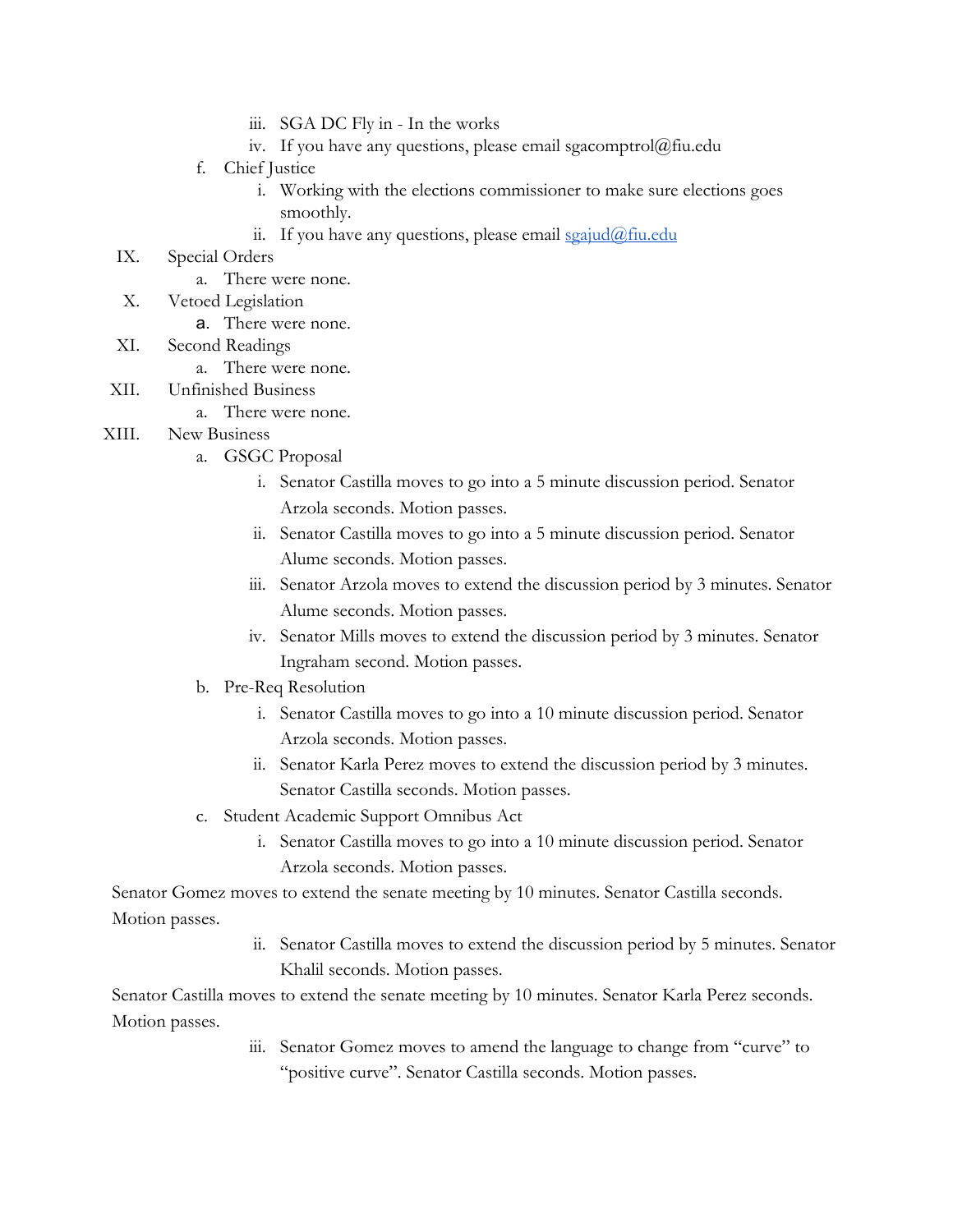iii. SGA DC Fly in - In the works

iv. If you have any questions, please email sgacomptrol@fiu.edu

f. Chief Justice

i. Working with the elections commissioner to make sure elections goes smoothly.

ii. If you have any questions, please email sgajud@fiu.edu

IX. Special Orders

a. There were none.

X. Vetoed Legislation

a. There were none.

XI. Second Readings

a. There were none.

XII. Unfinished Business

a. There were none.

XIII. New Business

a. GSGC Proposal

i. Senator Castilla moves to go into a 5 minute discussion period. Senator Arzola seconds. Motion passes.

ii. Senator Castilla moves to go into a 5 minute discussion period. Senator Alume seconds. Motion passes.

iii. Senator Arzola moves to extend the discussion period by 3 minutes. Senator Alume seconds. Motion passes.

iv. Senator Mills moves to extend the discussion period by 3 minutes. Senator Ingraham second. Motion passes.

b. Pre-Req Resolution

i. Senator Castilla moves to go into a 10 minute discussion period. Senator Arzola seconds. Motion passes.

ii. Senator Karla Perez moves to extend the discussion period by 3 minutes. Senator Castilla seconds. Motion passes.

c. Student Academic Support Omnibus Act

i. Senator Castilla moves to go into a 10 minute discussion period. Senator Arzola seconds. Motion passes.

Senator Gomez moves to extend the senate meeting by 10 minutes. Senator Castilla seconds. Motion passes.

ii. Senator Castilla moves to extend the discussion period by 5 minutes. Senator Khalil seconds. Motion passes.

Senator Castilla moves to extend the senate meeting by 10 minutes. Senator Karla Perez seconds. Motion passes.

iii. Senator Gomez moves to amend the language to change from "curve" to "positive curve". Senator Castilla seconds. Motion passes.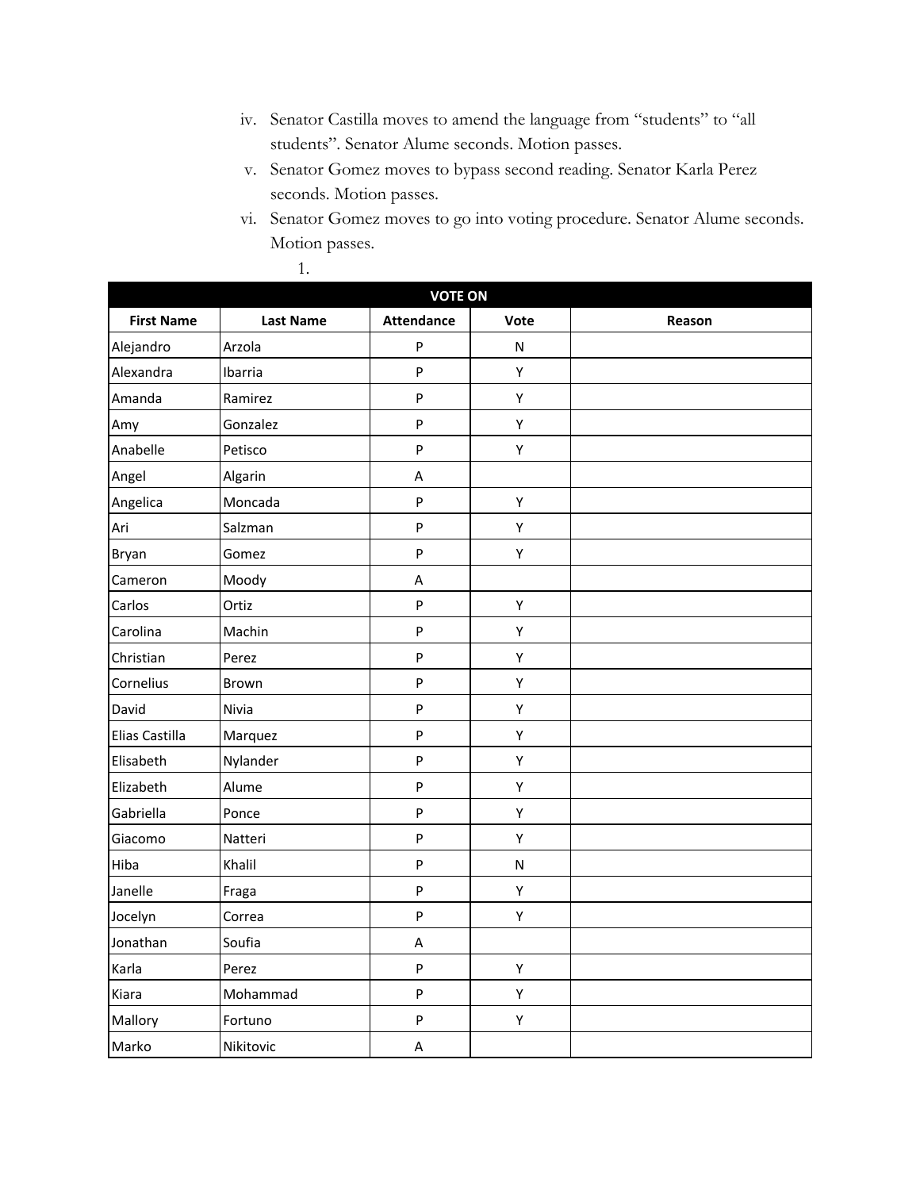iv. Senator Castilla moves to amend the language from "students" to "all students". Senator Alume seconds. Motion passes.

v. Senator Gomez moves to bypass second reading. Senator Karla Perez seconds. Motion passes.

vi. Senator Gomez moves to go into voting procedure. Senator Alume seconds. Motion passes.

1.

| VOTE ON | | | | |
|---|---|---|---|---|
| **First Name** | **Last Name** | **Attendance** | **Vote** | **Reason** |
| Alejandro | Arzola | P | N | |
| Alexandra | Ibarria | P | Y | |
| Amanda | Ramirez | P | Y | |
| Amy | Gonzalez | P | Y | |
| Anabelle | Petisco | P | Y | |
| Angel | Algarin | A | | |
| Angelica | Moncada | P | Y | |
| Ari | Salzman | P | Y | |
| Bryan | Gomez | P | Y | |
| Cameron | Moody | A | | |
| Carlos | Ortiz | P | Y | |
| Carolina | Machin | P | Y | |
| Christian | Perez | P | Y | |
| Cornelius | Brown | P | Y | |
| David | Nivia | P | Y | |
| Elias Castilla | Marquez | P | Y | |
| Elisabeth | Nylander | P | Y | |
| Elizabeth | Alume | P | Y | |
| Gabriella | Ponce | P | Y | |
| Giacomo | Natteri | P | Y | |
| Hiba | Khalil | P | N | |
| Janelle | Fraga | P | Y | |
| Jocelyn | Correa | P | Y | |
| Jonathan | Soufia | A | | |
| Karla | Perez | P | Y | |
| Kiara | Mohammad | P | Y | |
| Mallory | Fortuno | P | Y | |
| Marko | Nikitovic | A | | |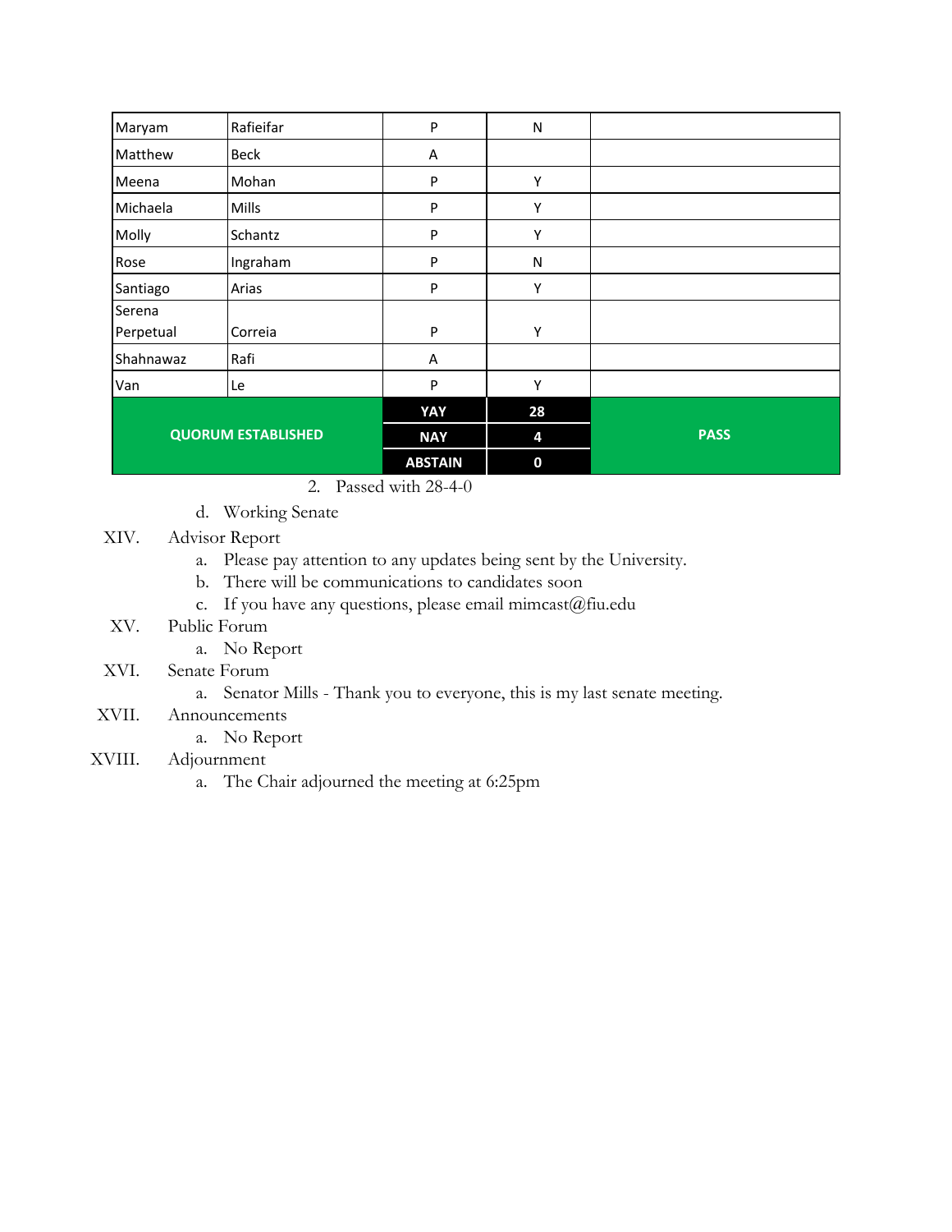| | | | | |
|---|---|---|---|---|
| Maryam | Rafieifar | P | N | |
| Matthew | Beck | A | | |
| Meena | Mohan | P | Y | |
| Michaela | Mills | P | Y | |
| Molly | Schantz | P | Y | |
| Rose | Ingraham | P | N | |
| Santiago | Arias | P | Y | |
| Serena Perpetual | Correia | P | Y | |
| Shahnawaz | Rafi | A | | |
| Van | Le | P | Y | |
| **QUORUM ESTABLISHED** | | **YAY** | **28** | **PASS** |
| | | **NAY** | **4** | |
| | | **ABSTAIN** | **0** | |

2. Passed with 28-4-0

d. Working Senate

XIV. Advisor Report
- a. Please pay attention to any updates being sent by the University.
- b. There will be communications to candidates soon
- c. If you have any questions, please email mimcast@fiu.edu

XV. Public Forum
- a. No Report

XVI. Senate Forum
- a. Senator Mills - Thank you to everyone, this is my last senate meeting.

XVII. Announcements
- a. No Report

XVIII. Adjournment
- a. The Chair adjourned the meeting at 6:25pm